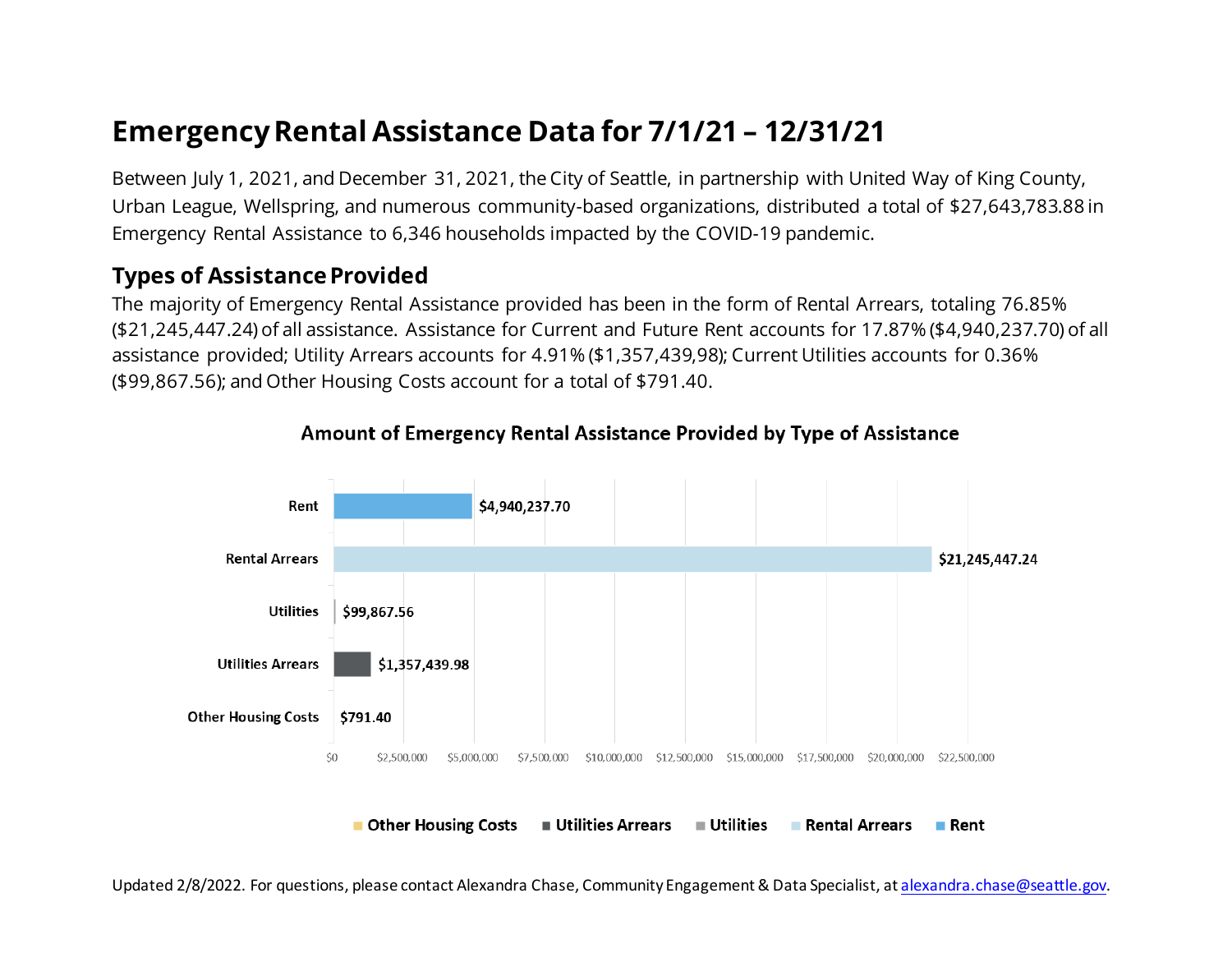# Emergency Rental Assistance Data for 7/1/21 – 12/31/21

Between July 1, 2021, and December 31, 2021, the City of Seattle, in partnership with United Way of King County, Urban League, Wellspring, and numerous community-based organizations, distributed a total of $27,643,783.88 in Emergency Rental Assistance to 6,346 households impacted by the COVID-19 pandemic.

## Types of Assistance Provided

The majority of Emergency Rental Assistance provided has been in the form of Rental Arrears, totaling 76.85% ($21,245,447.24) of all assistance. Assistance for Current and Future Rent accounts for 17.87% ($4,940,237.70) of all assistance provided; Utility Arrears accounts for 4.91% ($1,357,439,98); Current Utilities accounts for 0.36% ($99,867.56); and Other Housing Costs account for a total of $791.40.

### Amount of Emergency Rental Assistance Provided by Type of Assistance

| Type of Assistance | Amount |
|---|---|
| Rent | $4,940,237.70 |
| Rental Arrears | $21,245,447.24 |
| Utilities | $99,867.56 |
| Utilities Arrears | $1,357,439.98 |
| Other Housing Costs | $791.40 |

Updated 2/8/2022. For questions, please contact Alexandra Chase, Community Engagement & Data Specialist, at alexandra.chase@seattle.gov.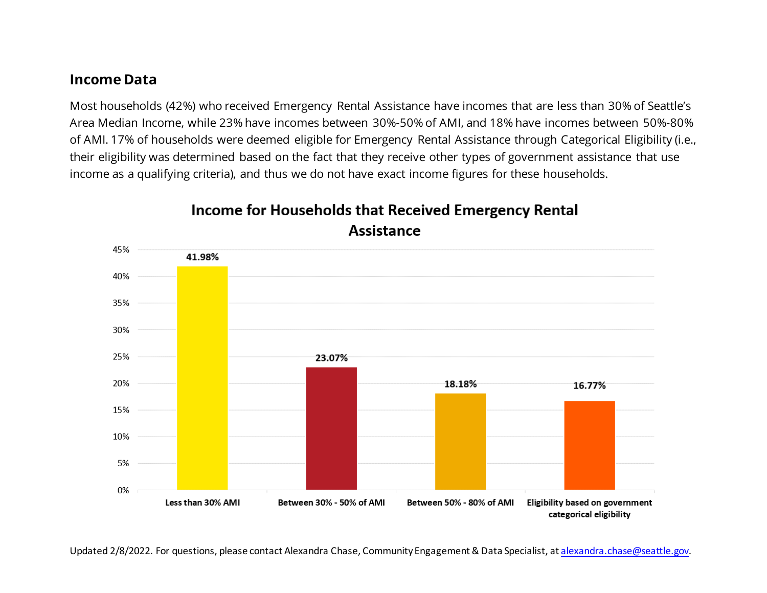## Income Data

Most households (42%) who received Emergency Rental Assistance have incomes that are less than 30% of Seattle's Area Median Income, while 23% have incomes between 30%-50% of AMI, and 18% have incomes between 50%-80% of AMI. 17% of households were deemed eligible for Emergency Rental Assistance through Categorical Eligibility (i.e., their eligibility was determined based on the fact that they receive other types of government assistance that use income as a qualifying criteria), and thus we do not have exact income figures for these households.

**Income for Households that Received Emergency Rental Assistance**

| Income Category | Percentage |
| --- | --- |
| Less than 30% AMI | 41.98% |
| Between 30% - 50% of AMI | 23.07% |
| Between 50% - 80% of AMI | 18.18% |
| Eligibility based on government categorical eligibility | 16.77% |

Updated 2/8/2022. For questions, please contact Alexandra Chase, Community Engagement & Data Specialist, at alexandra.chase@seattle.gov.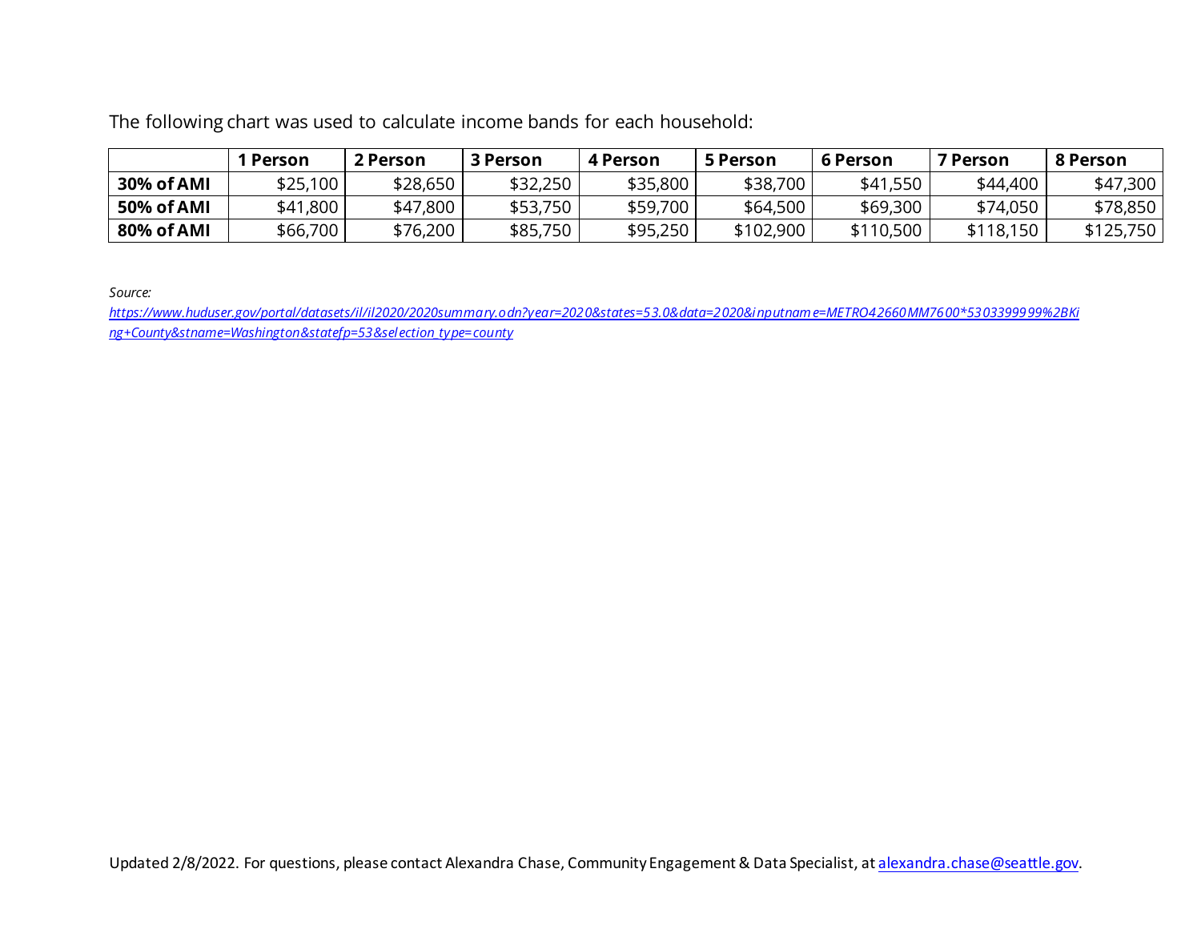The following chart was used to calculate income bands for each household:

| | 1 Person | 2 Person | 3 Person | 4 Person | 5 Person | 6 Person | 7 Person | 8 Person |
|---|---|---|---|---|---|---|---|---|
| **30% of AMI** | $25,100 | $28,650 | $32,250 | $35,800 | $38,700 | $41,550 | $44,400 | $47,300 |
| **50% of AMI** | $41,800 | $47,800 | $53,750 | $59,700 | $64,500 | $69,300 | $74,050 | $78,850 |
| **80% of AMI** | $66,700 | $76,200 | $85,750 | $95,250 | $102,900 | $110,500 | $118,150 | $125,750 |

*Source:*
*https://www.huduser.gov/portal/datasets/il/il2020/2020summary.odn?year=2020&states=53.0&data=2020&inputname=METRO42660MM7600*530339999%2BKing+County&stname=Washington&statefp=53&selection_type=county*

Updated 2/8/2022. For questions, please contact Alexandra Chase, Community Engagement & Data Specialist, at alexandra.chase@seattle.gov.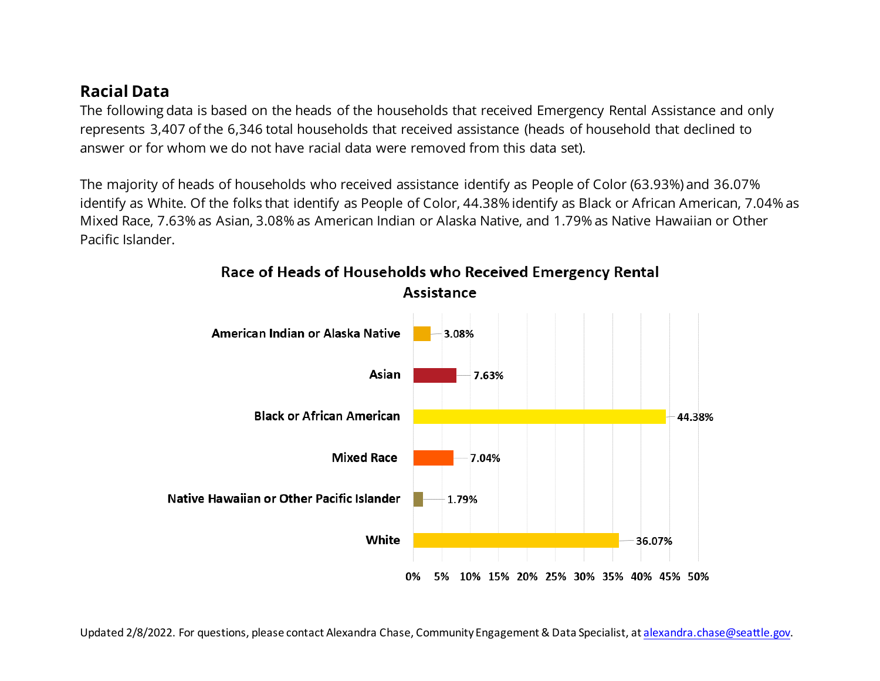## Racial Data

The following data is based on the heads of the households that received Emergency Rental Assistance and only represents 3,407 of the 6,346 total households that received assistance (heads of household that declined to answer or for whom we do not have racial data were removed from this data set).

The majority of heads of households who received assistance identify as People of Color (63.93%) and 36.07% identify as White. Of the folks that identify as People of Color, 44.38% identify as Black or African American, 7.04% as Mixed Race, 7.63% as Asian, 3.08% as American Indian or Alaska Native, and 1.79% as Native Hawaiian or Other Pacific Islander.

**Race of Heads of Households who Received Emergency Rental Assistance**

| Race | Percentage |
|---|---|
| American Indian or Alaska Native | 3.08% |
| Asian | 7.63% |
| Black or African American | 44.38% |
| Mixed Race | 7.04% |
| Native Hawaiian or Other Pacific Islander | 1.79% |
| White | 36.07% |

Updated 2/8/2022. For questions, please contact Alexandra Chase, Community Engagement & Data Specialist, at alexandra.chase@seattle.gov.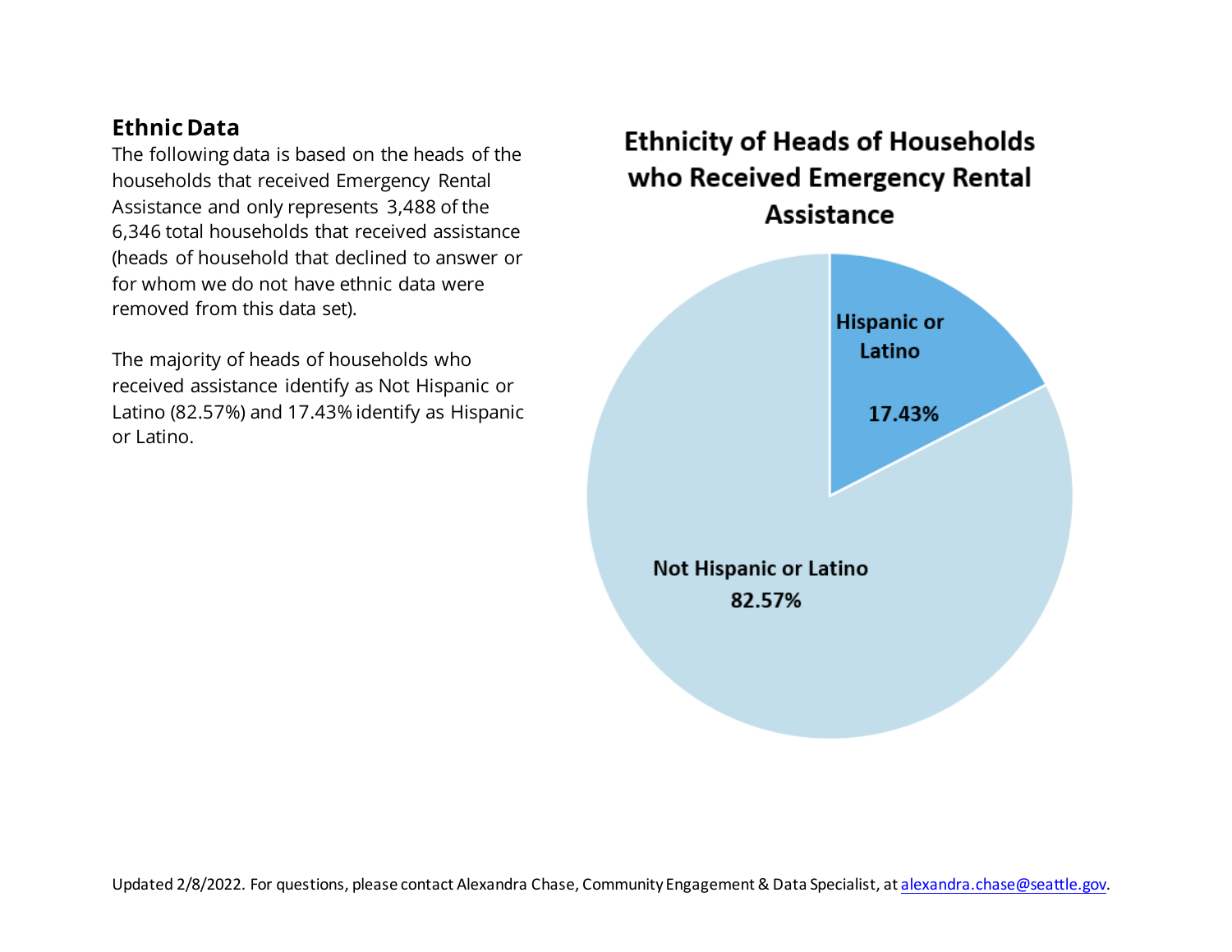## Ethnic Data

The following data is based on the heads of the households that received Emergency Rental Assistance and only represents 3,488 of the 6,346 total households that received assistance (heads of household that declined to answer or for whom we do not have ethnic data were removed from this data set).

The majority of heads of households who received assistance identify as Not Hispanic or Latino (82.57%) and 17.43% identify as Hispanic or Latino.

**Ethnicity of Heads of Households who Received Emergency Rental Assistance**

| Ethnicity | Percentage |
| --- | --- |
| Hispanic or Latino | 17.43% |
| Not Hispanic or Latino | 82.57% |

Updated 2/8/2022. For questions, please contact Alexandra Chase, Community Engagement & Data Specialist, at alexandra.chase@seattle.gov.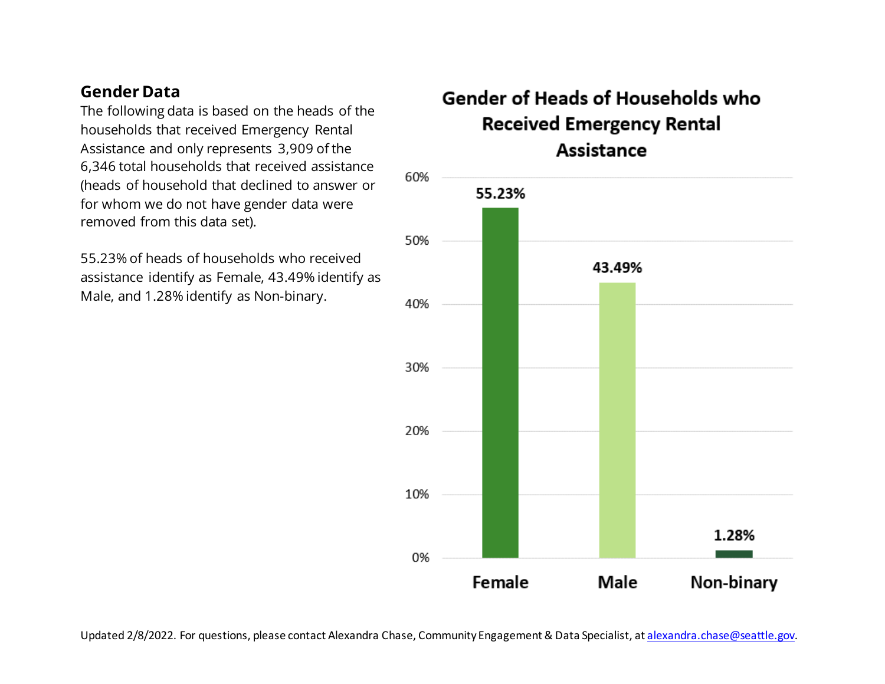## Gender Data

The following data is based on the heads of the households that received Emergency Rental Assistance and only represents 3,909 of the 6,346 total households that received assistance (heads of household that declined to answer or for whom we do not have gender data were removed from this data set).

55.23% of heads of households who received assistance identify as Female, 43.49% identify as Male, and 1.28% identify as Non-binary.

**Gender of Heads of Households who Received Emergency Rental Assistance**

| Gender | Percentage |
|---|---|
| Female | 55.23% |
| Male | 43.49% |
| Non-binary | 1.28% |

Updated 2/8/2022. For questions, please contact Alexandra Chase, Community Engagement & Data Specialist, at alexandra.chase@seattle.gov.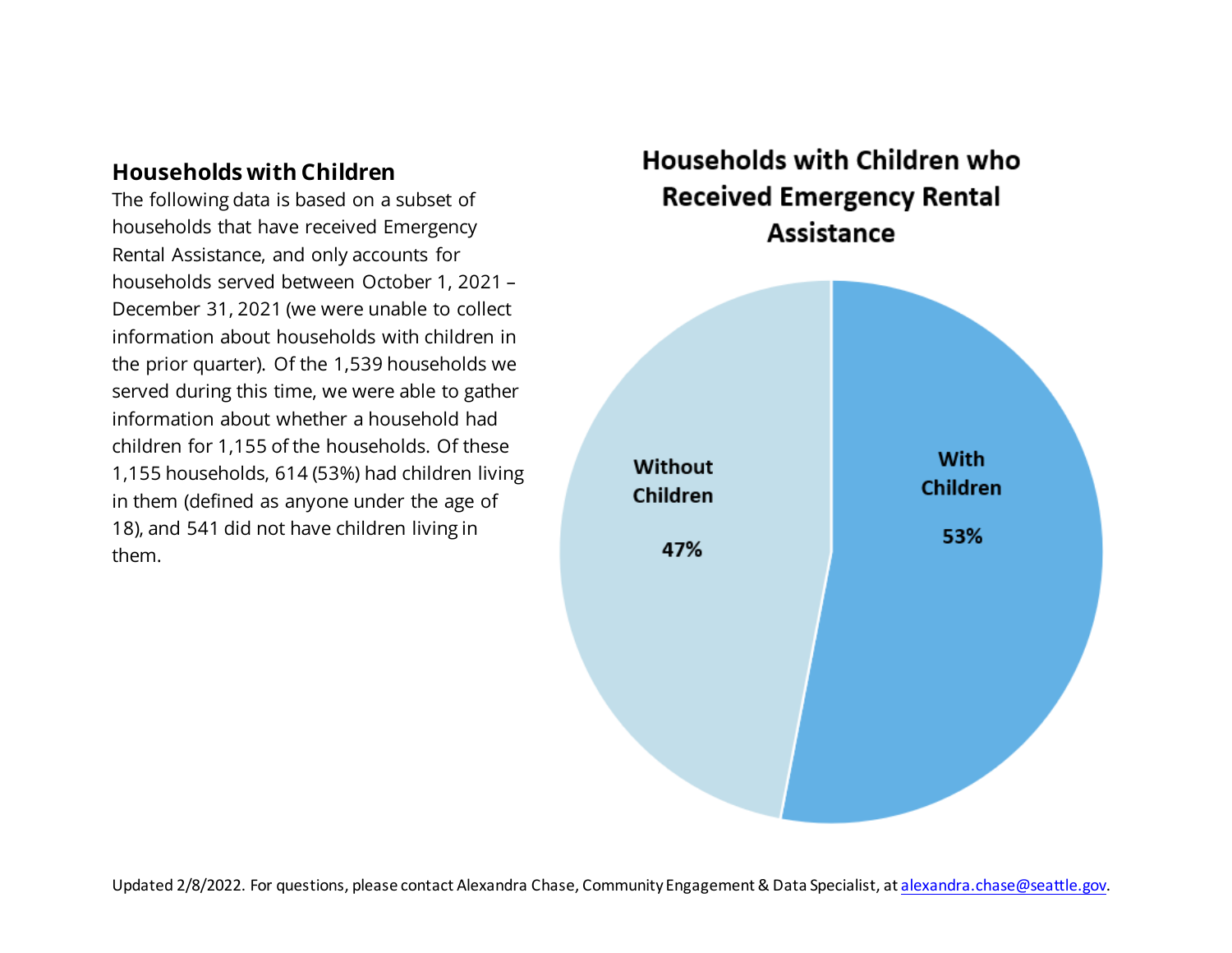## Households with Children

The following data is based on a subset of households that have received Emergency Rental Assistance, and only accounts for households served between October 1, 2021 – December 31, 2021 (we were unable to collect information about households with children in the prior quarter). Of the 1,539 households we served during this time, we were able to gather information about whether a household had children for 1,155 of the households. Of these 1,155 households, 614 (53%) had children living in them (defined as anyone under the age of 18), and 541 did not have children living in them.

**Households with Children who Received Emergency Rental Assistance**

Without Children

47%

With Children

53%

Updated 2/8/2022. For questions, please contact Alexandra Chase, Community Engagement & Data Specialist, at alexandra.chase@seattle.gov.